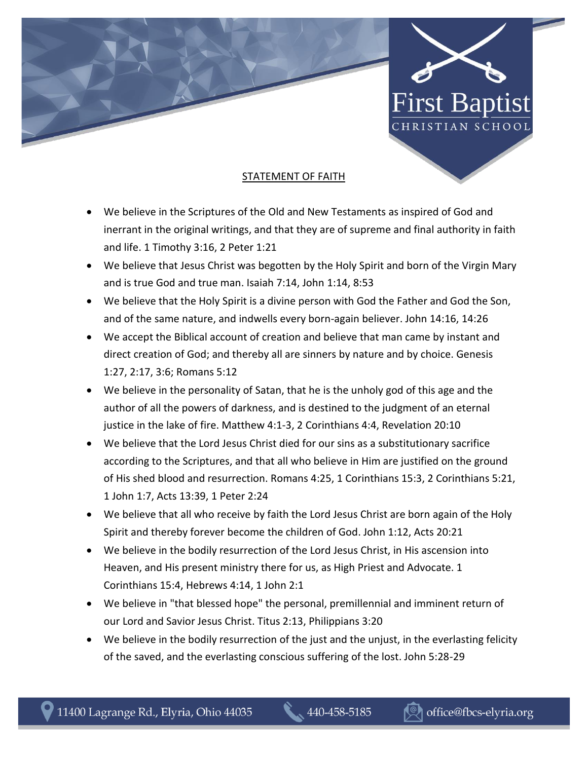# First Baptist

CHRISTIAN SCHOOL

## STATEMENT OF FAITH

- We believe in the Scriptures of the Old and New Testaments as inspired of God and inerrant in the original writings, and that they are of supreme and final authority in faith and life. 1 Timothy 3:16, 2 Peter 1:21
- We believe that Jesus Christ was begotten by the Holy Spirit and born of the Virgin Mary and is true God and true man. Isaiah 7:14, John 1:14, 8:53
- We believe that the Holy Spirit is a divine person with God the Father and God the Son, and of the same nature, and indwells every born-again believer. John 14:16, 14:26
- We accept the Biblical account of creation and believe that man came by instant and direct creation of God; and thereby all are sinners by nature and by choice. Genesis 1:27, 2:17, 3:6; Romans 5:12
- We believe in the personality of Satan, that he is the unholy god of this age and the author of all the powers of darkness, and is destined to the judgment of an eternal justice in the lake of fire. Matthew 4:1-3, 2 Corinthians 4:4, Revelation 20:10
- We believe that the Lord Jesus Christ died for our sins as a substitutionary sacrifice according to the Scriptures, and that all who believe in Him are justified on the ground of His shed blood and resurrection. Romans 4:25, 1 Corinthians 15:3, 2 Corinthians 5:21, 1 John 1:7, Acts 13:39, 1 Peter 2:24
- We believe that all who receive by faith the Lord Jesus Christ are born again of the Holy Spirit and thereby forever become the children of God. John 1:12, Acts 20:21
- We believe in the bodily resurrection of the Lord Jesus Christ, in His ascension into Heaven, and His present ministry there for us, as High Priest and Advocate. 1 Corinthians 15:4, Hebrews 4:14, 1 John 2:1
- We believe in "that blessed hope" the personal, premillennial and imminent return of our Lord and Savior Jesus Christ. Titus 2:13, Philippians 3:20
- We believe in the bodily resurrection of the just and the unjust, in the everlasting felicity of the saved, and the everlasting conscious suffering of the lost. John 5:28-29

11400 Lagrange Rd., Elyria, Ohio 44035 | 440-458-5185 | office@fbcs-elyria.org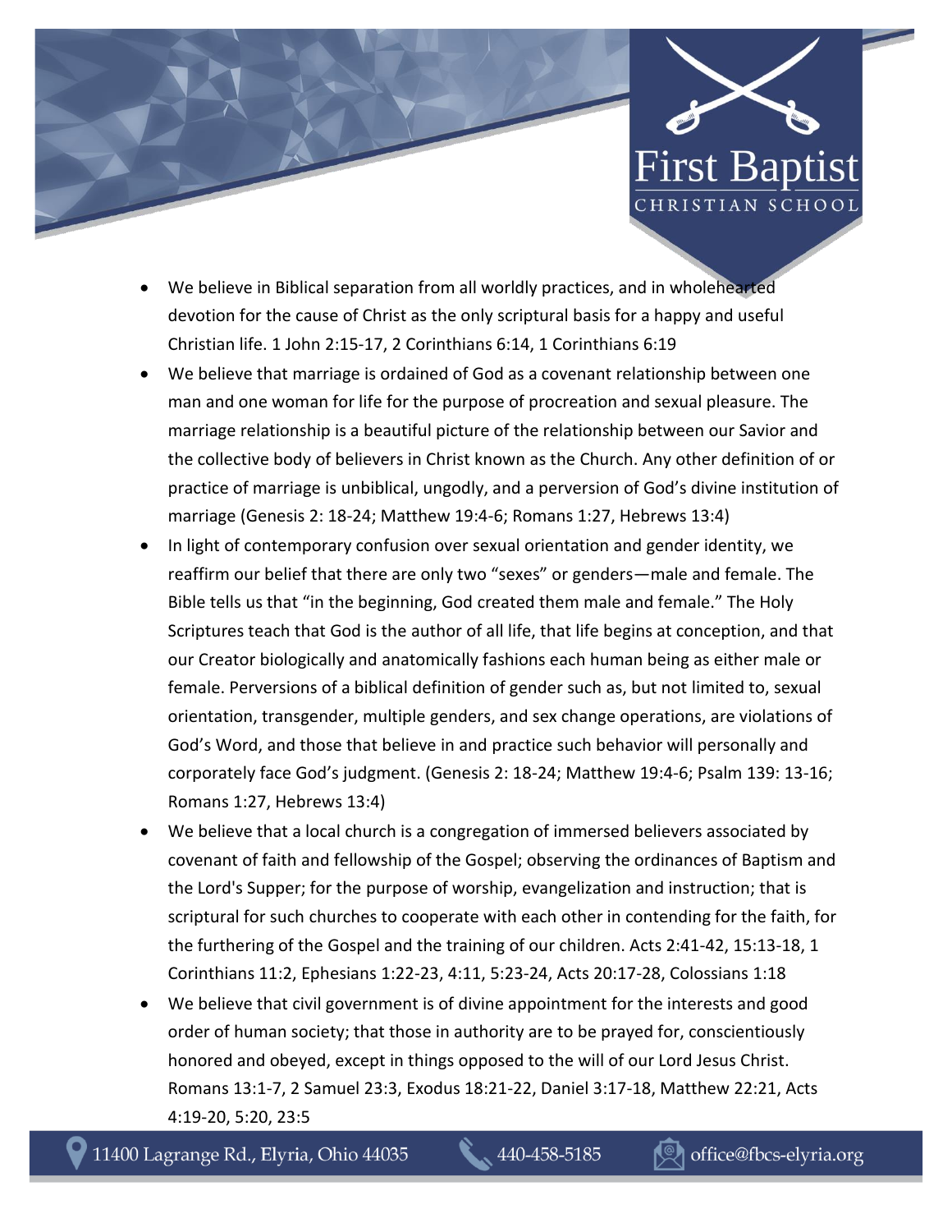- We believe in Biblical separation from all worldly practices, and in wholehearted devotion for the cause of Christ as the only scriptural basis for a happy and useful Christian life. 1 John 2:15-17, 2 Corinthians 6:14, 1 Corinthians 6:19
- We believe that marriage is ordained of God as a covenant relationship between one man and one woman for life for the purpose of procreation and sexual pleasure. The marriage relationship is a beautiful picture of the relationship between our Savior and the collective body of believers in Christ known as the Church. Any other definition of or practice of marriage is unbiblical, ungodly, and a perversion of God's divine institution of marriage (Genesis 2: 18-24; Matthew 19:4-6; Romans 1:27, Hebrews 13:4)
- In light of contemporary confusion over sexual orientation and gender identity, we reaffirm our belief that there are only two "sexes" or genders—male and female. The Bible tells us that "in the beginning, God created them male and female." The Holy Scriptures teach that God is the author of all life, that life begins at conception, and that our Creator biologically and anatomically fashions each human being as either male or female. Perversions of a biblical definition of gender such as, but not limited to, sexual orientation, transgender, multiple genders, and sex change operations, are violations of God's Word, and those that believe in and practice such behavior will personally and corporately face God's judgment. (Genesis 2: 18-24; Matthew 19:4-6; Psalm 139: 13-16; Romans 1:27, Hebrews 13:4)
- We believe that a local church is a congregation of immersed believers associated by covenant of faith and fellowship of the Gospel; observing the ordinances of Baptism and the Lord's Supper; for the purpose of worship, evangelization and instruction; that is scriptural for such churches to cooperate with each other in contending for the faith, for the furthering of the Gospel and the training of our children. Acts 2:41-42, 15:13-18, 1 Corinthians 11:2, Ephesians 1:22-23, 4:11, 5:23-24, Acts 20:17-28, Colossians 1:18
- We believe that civil government is of divine appointment for the interests and good order of human society; that those in authority are to be prayed for, conscientiously honored and obeyed, except in things opposed to the will of our Lord Jesus Christ. Romans 13:1-7, 2 Samuel 23:3, Exodus 18:21-22, Daniel 3:17-18, Matthew 22:21, Acts 4:19-20, 5:20, 23:5